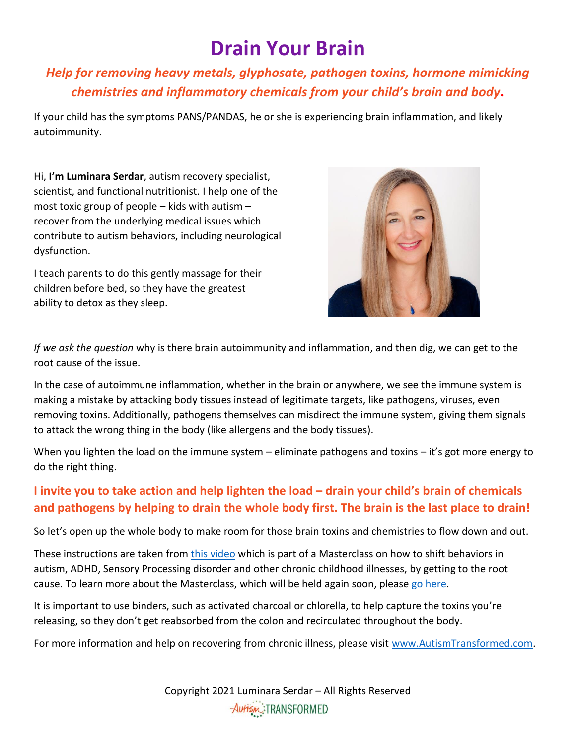# Drain Your Brain

***Help for removing heavy metals, glyphosate, pathogen toxins, hormone mimicking chemistries and inflammatory chemicals from your child's brain and body*.**

If your child has the symptoms PANS/PANDAS, he or she is experiencing brain inflammation, and likely autoimmunity.

Hi, **I'm Luminara Serdar**, autism recovery specialist, scientist, and functional nutritionist. I help one of the most toxic group of people – kids with autism – recover from the underlying medical issues which contribute to autism behaviors, including neurological dysfunction.

I teach parents to do this gently massage for their children before bed, so they have the greatest ability to detox as they sleep.

*If we ask the question* why is there brain autoimmunity and inflammation, and then dig, we can get to the root cause of the issue.

In the case of autoimmune inflammation, whether in the brain or anywhere, we see the immune system is making a mistake by attacking body tissues instead of legitimate targets, like pathogens, viruses, even removing toxins. Additionally, pathogens themselves can misdirect the immune system, giving them signals to attack the wrong thing in the body (like allergens and the body tissues).

When you lighten the load on the immune system – eliminate pathogens and toxins – it's got more energy to do the right thing.

### I invite you to take action and help lighten the load – drain your child's brain of chemicals and pathogens by helping to drain the whole body first. The brain is the last place to drain!

So let's open up the whole body to make room for those brain toxins and chemistries to flow down and out.

These instructions are taken from this video which is part of a Masterclass on how to shift behaviors in autism, ADHD, Sensory Processing disorder and other chronic childhood illnesses, by getting to the root cause. To learn more about the Masterclass, which will be held again soon, please go here.

It is important to use binders, such as activated charcoal or chlorella, to help capture the toxins you're releasing, so they don't get reabsorbed from the colon and recirculated throughout the body.

For more information and help on recovering from chronic illness, please visit www.AutismTransformed.com.

Copyright 2021 Luminara Serdar – All Rights Reserved

Autism TRANSFORMED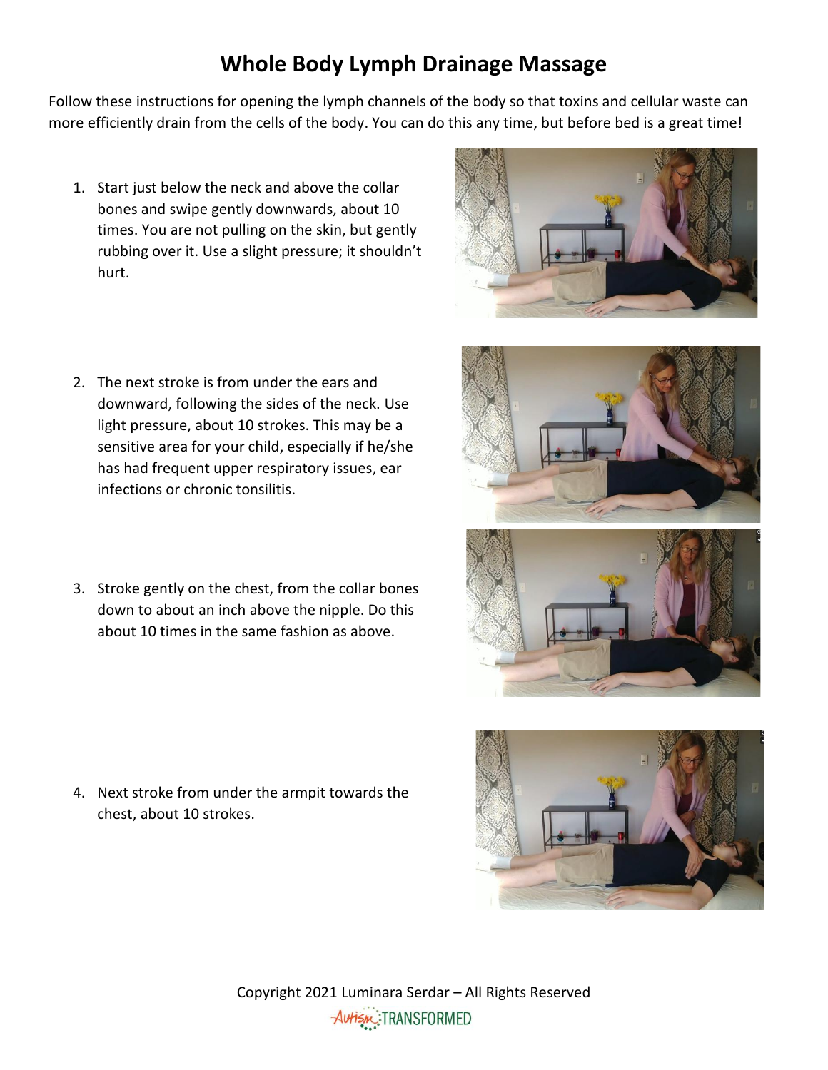# Whole Body Lymph Drainage Massage

Follow these instructions for opening the lymph channels of the body so that toxins and cellular waste can more efficiently drain from the cells of the body. You can do this any time, but before bed is a great time!

1. Start just below the neck and above the collar bones and swipe gently downwards, about 10 times. You are not pulling on the skin, but gently rubbing over it. Use a slight pressure; it shouldn't hurt.

2. The next stroke is from under the ears and downward, following the sides of the neck. Use light pressure, about 10 strokes. This may be a sensitive area for your child, especially if he/she has had frequent upper respiratory issues, ear infections or chronic tonsilitis.

3. Stroke gently on the chest, from the collar bones down to about an inch above the nipple. Do this about 10 times in the same fashion as above.

4. Next stroke from under the armpit towards the chest, about 10 strokes.

Copyright 2021 Luminara Serdar – All Rights Reserved

Autism TRANSFORMED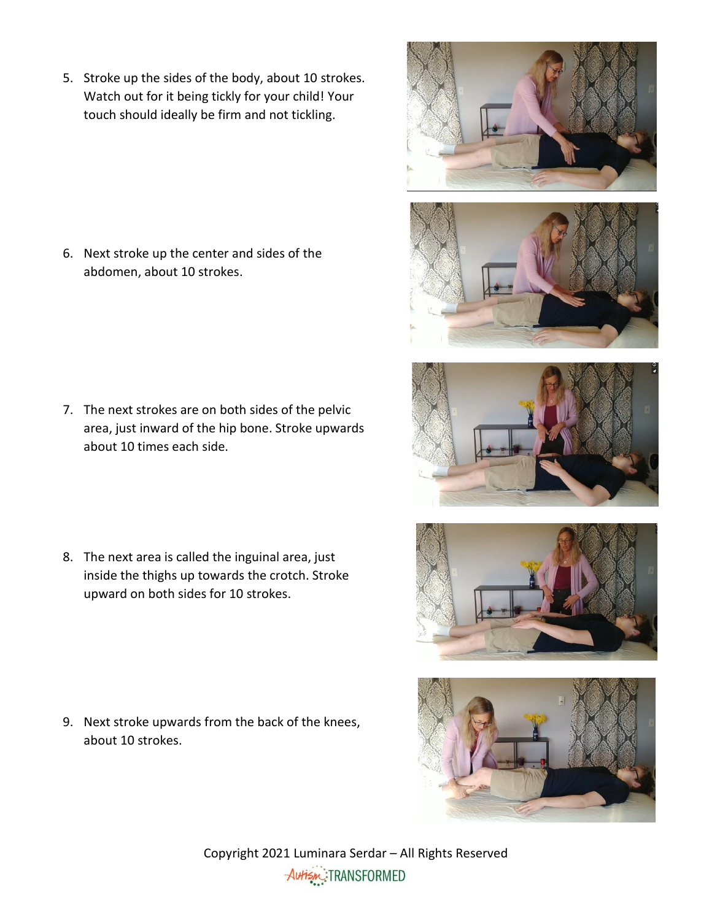5. Stroke up the sides of the body, about 10 strokes. Watch out for it being tickly for your child! Your touch should ideally be firm and not tickling.

6. Next stroke up the center and sides of the abdomen, about 10 strokes.

7. The next strokes are on both sides of the pelvic area, just inward of the hip bone. Stroke upwards about 10 times each side.

8. The next area is called the inguinal area, just inside the thighs up towards the crotch. Stroke upward on both sides for 10 strokes.

9. Next stroke upwards from the back of the knees, about 10 strokes.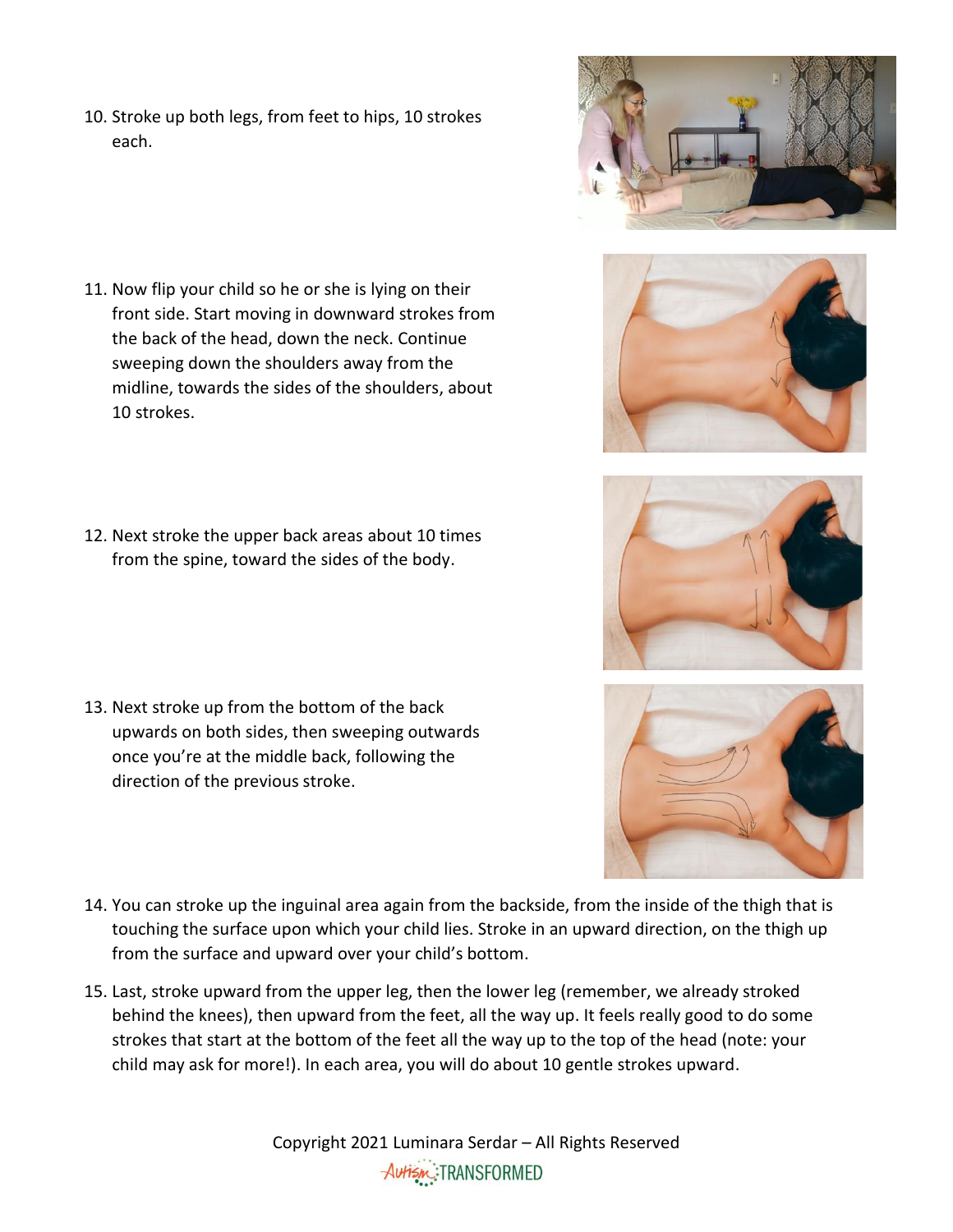10. Stroke up both legs, from feet to hips, 10 strokes each.

11. Now flip your child so he or she is lying on their front side. Start moving in downward strokes from the back of the head, down the neck. Continue sweeping down the shoulders away from the midline, towards the sides of the shoulders, about 10 strokes.

12. Next stroke the upper back areas about 10 times from the spine, toward the sides of the body.

13. Next stroke up from the bottom of the back upwards on both sides, then sweeping outwards once you're at the middle back, following the direction of the previous stroke.

14. You can stroke up the inguinal area again from the backside, from the inside of the thigh that is touching the surface upon which your child lies. Stroke in an upward direction, on the thigh up from the surface and upward over your child's bottom.

15. Last, stroke upward from the upper leg, then the lower leg (remember, we already stroked behind the knees), then upward from the feet, all the way up. It feels really good to do some strokes that start at the bottom of the feet all the way up to the top of the head (note: your child may ask for more!). In each area, you will do about 10 gentle strokes upward.

Copyright 2021 Luminara Serdar – All Rights Reserved

Autism TRANSFORMED